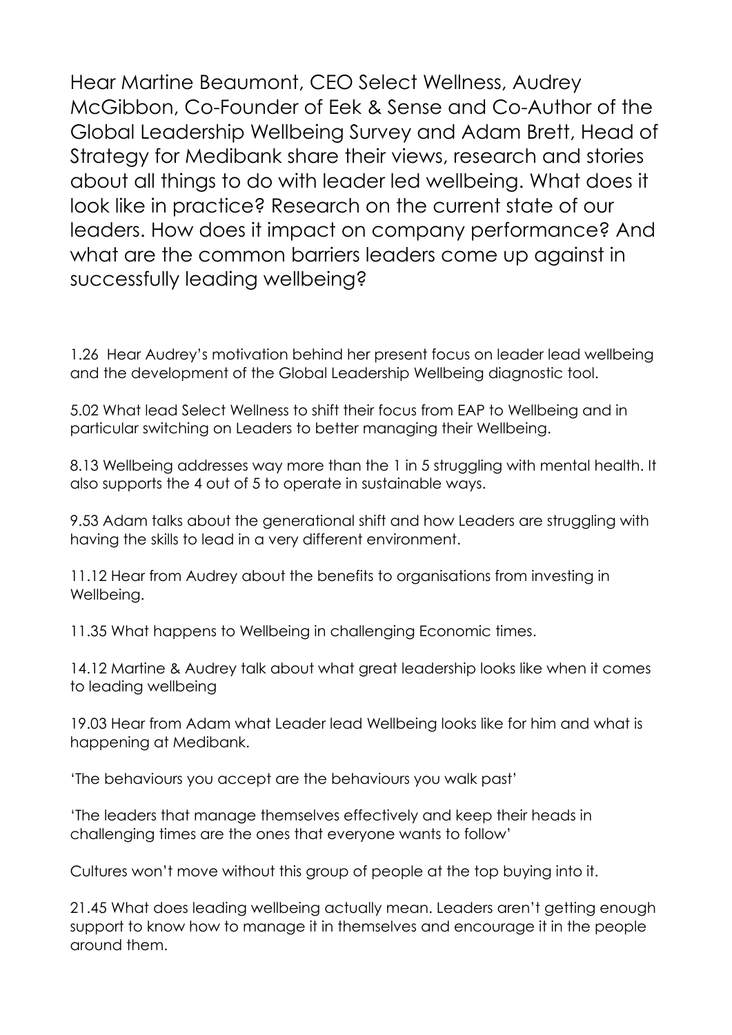Hear Martine Beaumont, CEO Select Wellness, Audrey McGibbon, Co-Founder of Eek & Sense and Co-Author of the Global Leadership Wellbeing Survey and Adam Brett, Head of Strategy for Medibank share their views, research and stories about all things to do with leader led wellbeing. What does it look like in practice? Research on the current state of our leaders. How does it impact on company performance? And what are the common barriers leaders come up against in successfully leading wellbeing?

1.26 Hear Audrey's motivation behind her present focus on leader lead wellbeing and the development of the Global Leadership Wellbeing diagnostic tool.

5.02 What lead Select Wellness to shift their focus from EAP to Wellbeing and in particular switching on Leaders to better managing their Wellbeing.

8.13 Wellbeing addresses way more than the 1 in 5 struggling with mental health. It also supports the 4 out of 5 to operate in sustainable ways.

9.53 Adam talks about the generational shift and how Leaders are struggling with having the skills to lead in a very different environment.

11.12 Hear from Audrey about the benefits to organisations from investing in Wellbeing.

11.35 What happens to Wellbeing in challenging Economic times.

14.12 Martine & Audrey talk about what great leadership looks like when it comes to leading wellbeing

19.03 Hear from Adam what Leader lead Wellbeing looks like for him and what is happening at Medibank.

'The behaviours you accept are the behaviours you walk past'

'The leaders that manage themselves effectively and keep their heads in challenging times are the ones that everyone wants to follow'

Cultures won't move without this group of people at the top buying into it.

21.45 What does leading wellbeing actually mean. Leaders aren't getting enough support to know how to manage it in themselves and encourage it in the people around them.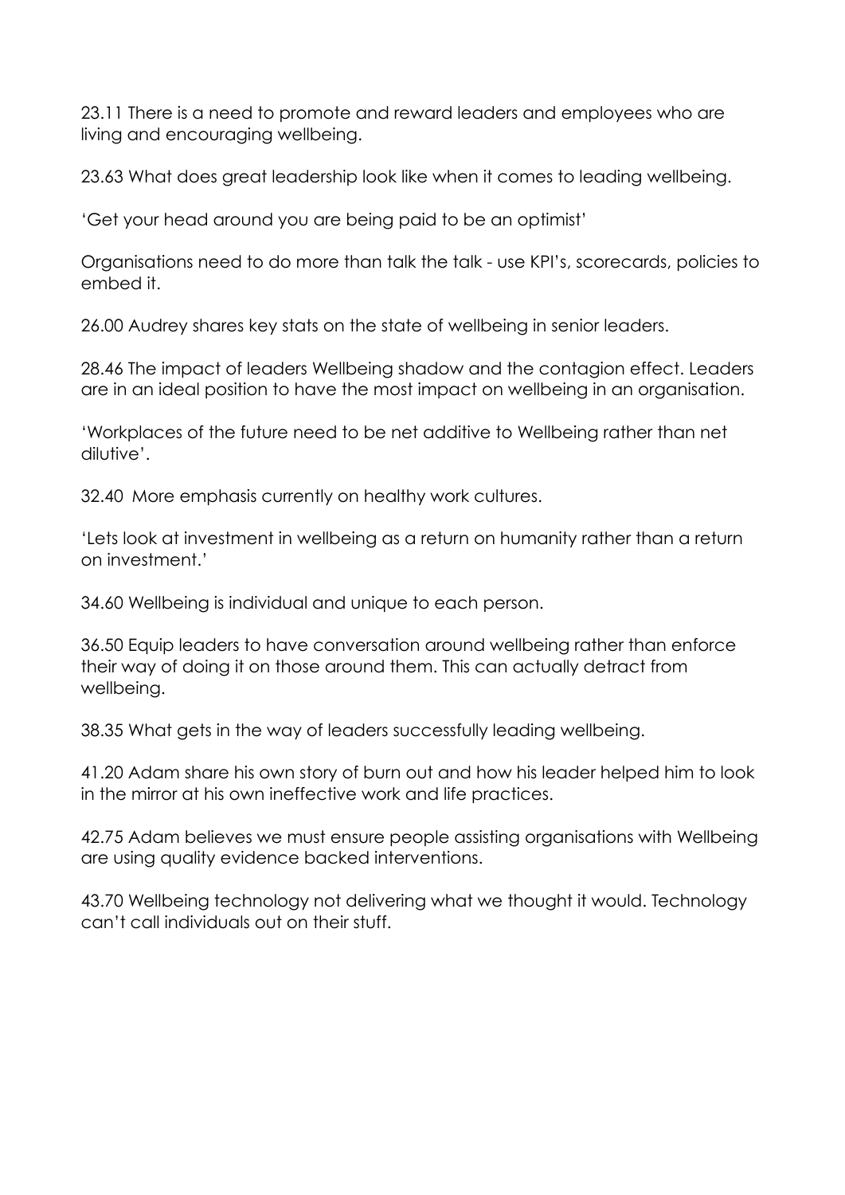23.11 There is a need to promote and reward leaders and employees who are living and encouraging wellbeing.

23.63 What does great leadership look like when it comes to leading wellbeing.

'Get your head around you are being paid to be an optimist'

Organisations need to do more than talk the talk - use KPI's, scorecards, policies to embed it.

26.00 Audrey shares key stats on the state of wellbeing in senior leaders.

28.46 The impact of leaders Wellbeing shadow and the contagion effect. Leaders are in an ideal position to have the most impact on wellbeing in an organisation.

'Workplaces of the future need to be net additive to Wellbeing rather than net dilutive'.

32.40 More emphasis currently on healthy work cultures.

'Lets look at investment in wellbeing as a return on humanity rather than a return on investment.'

34.60 Wellbeing is individual and unique to each person.

36.50 Equip leaders to have conversation around wellbeing rather than enforce their way of doing it on those around them. This can actually detract from wellbeing.

38.35 What gets in the way of leaders successfully leading wellbeing.

41.20 Adam share his own story of burn out and how his leader helped him to look in the mirror at his own ineffective work and life practices.

42.75 Adam believes we must ensure people assisting organisations with Wellbeing are using quality evidence backed interventions.

43.70 Wellbeing technology not delivering what we thought it would. Technology can't call individuals out on their stuff.